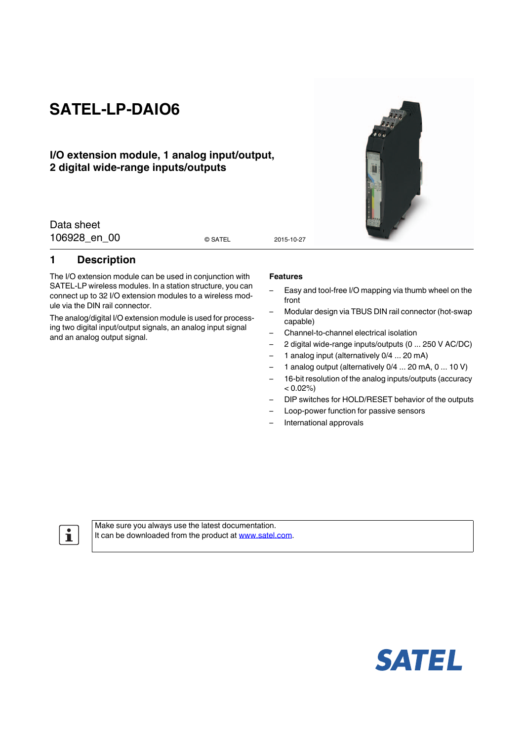# SATEL-LP-DAIO6

## I/O extension module, 1 analog input/output, 2 digital wide-range inputs/outputs

Data sheet
106928_en_00

© SATEL 2015-10-27

## 1 Description

The I/O extension module can be used in conjunction with SATEL-LP wireless modules. In a station structure, you can connect up to 32 I/O extension modules to a wireless module via the DIN rail connector.

The analog/digital I/O extension module is used for processing two digital input/output signals, an analog input signal and an analog output signal.

**Features**

- Easy and tool-free I/O mapping via thumb wheel on the front
- Modular design via TBUS DIN rail connector (hot-swap capable)
- Channel-to-channel electrical isolation
- 2 digital wide-range inputs/outputs (0 ... 250 V AC/DC)
- 1 analog input (alternatively 0/4 ... 20 mA)
- 1 analog output (alternatively 0/4 ... 20 mA, 0 ... 10 V)
- 16-bit resolution of the analog inputs/outputs (accuracy < 0.02%)
- DIP switches for HOLD/RESET behavior of the outputs
- Loop-power function for passive sensors
- International approvals

Make sure you always use the latest documentation.
It can be downloaded from the product at www.satel.com.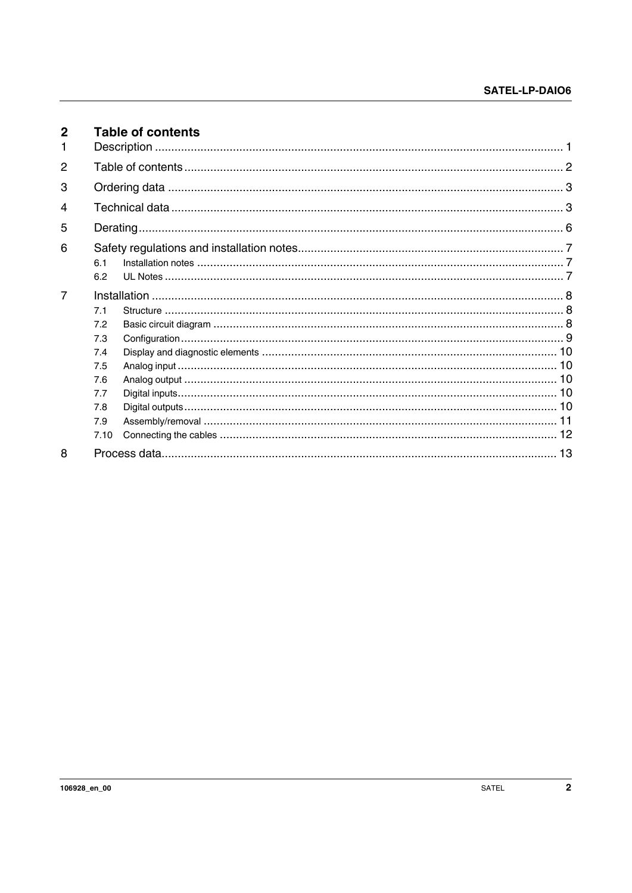# 2 Table of contents

| | | |
|---|---|---|
| 1 | Description | 1 |
| 2 | Table of contents | 2 |
| 3 | Ordering data | 3 |
| 4 | Technical data | 3 |
| 5 | Derating | 6 |
| 6 | Safety regulations and installation notes | 7 |
| | 6.1 Installation notes | 7 |
| | 6.2 UL Notes | 7 |
| 7 | Installation | 8 |
| | 7.1 Structure | 8 |
| | 7.2 Basic circuit diagram | 8 |
| | 7.3 Configuration | 9 |
| | 7.4 Display and diagnostic elements | 10 |
| | 7.5 Analog input | 10 |
| | 7.6 Analog output | 10 |
| | 7.7 Digital inputs | 10 |
| | 7.8 Digital outputs | 10 |
| | 7.9 Assembly/removal | 11 |
| | 7.10 Connecting the cables | 12 |
| 8 | Process data | 13 |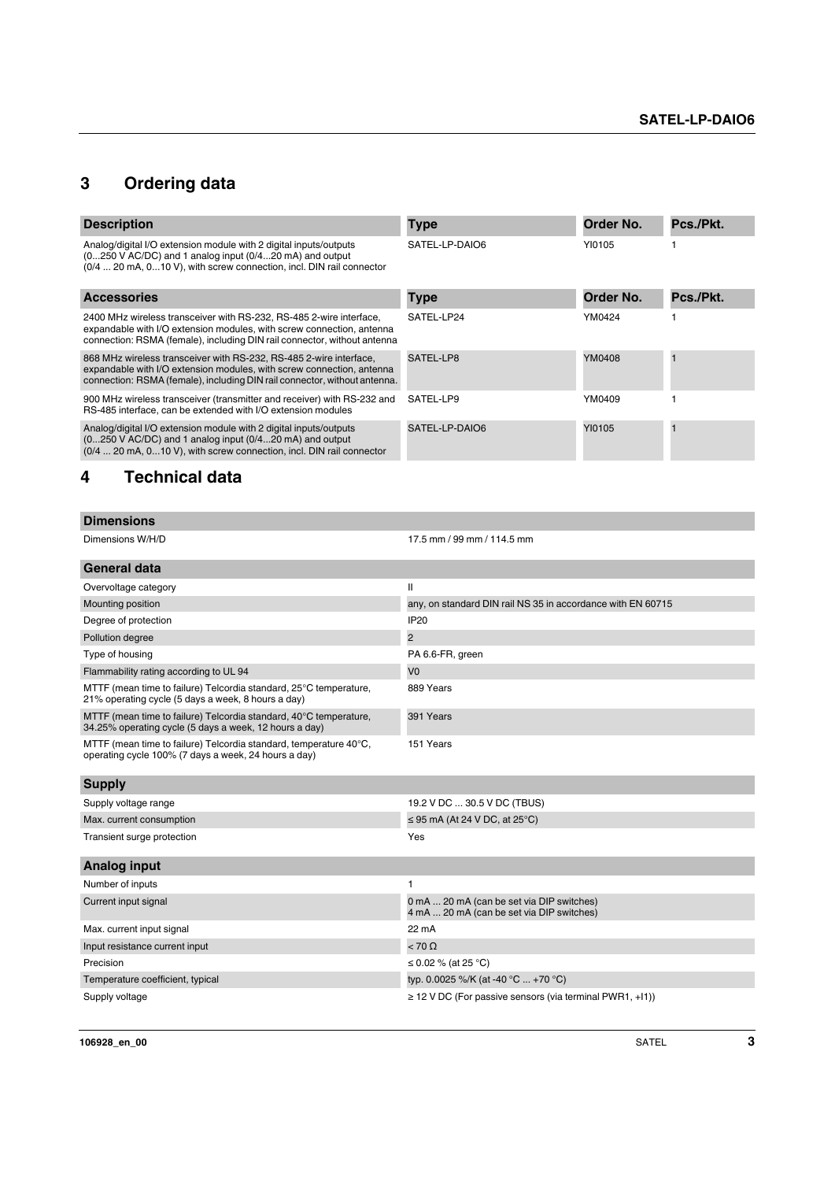## 3 Ordering data

| Description | Type | Order No. | Pcs./Pkt. |
|---|---|---|---|
| Analog/digital I/O extension module with 2 digital inputs/outputs (0...250 V AC/DC) and 1 analog input (0/4...20 mA) and output (0/4 ... 20 mA, 0...10 V), with screw connection, incl. DIN rail connector | SATEL-LP-DAIO6 | YI0105 | 1 |

| Accessories | Type | Order No. | Pcs./Pkt. |
|---|---|---|---|
| 2400 MHz wireless transceiver with RS-232, RS-485 2-wire interface, expandable with I/O extension modules, with screw connection, antenna connection: RSMA (female), including DIN rail connector, without antenna | SATEL-LP24 | YM0424 | 1 |
| 868 MHz wireless transceiver with RS-232, RS-485 2-wire interface, expandable with I/O extension modules, with screw connection, antenna connection: RSMA (female), including DIN rail connector, without antenna. | SATEL-LP8 | YM0408 | 1 |
| 900 MHz wireless transceiver (transmitter and receiver) with RS-232 and RS-485 interface, can be extended with I/O extension modules | SATEL-LP9 | YM0409 | 1 |
| Analog/digital I/O extension module with 2 digital inputs/outputs (0...250 V AC/DC) and 1 analog input (0/4...20 mA) and output (0/4 ... 20 mA, 0...10 V), with screw connection, incl. DIN rail connector | SATEL-LP-DAIO6 | YI0105 | 1 |

## 4 Technical data

| Dimensions | |
|---|---|
| Dimensions W/H/D | 17.5 mm / 99 mm / 114.5 mm |

| General data | |
|---|---|
| Overvoltage category | II |
| Mounting position | any, on standard DIN rail NS 35 in accordance with EN 60715 |
| Degree of protection | IP20 |
| Pollution degree | 2 |
| Type of housing | PA 6.6-FR, green |
| Flammability rating according to UL 94 | V0 |
| MTTF (mean time to failure) Telcordia standard, 25°C temperature, 21% operating cycle (5 days a week, 8 hours a day) | 889 Years |
| MTTF (mean time to failure) Telcordia standard, 40°C temperature, 34.25% operating cycle (5 days a week, 12 hours a day) | 391 Years |
| MTTF (mean time to failure) Telcordia standard, temperature 40°C, operating cycle 100% (7 days a week, 24 hours a day) | 151 Years |

| Supply | |
|---|---|
| Supply voltage range | 19.2 V DC ... 30.5 V DC (TBUS) |
| Max. current consumption | ≤ 95 mA (At 24 V DC, at 25°C) |
| Transient surge protection | Yes |

| Analog input | |
|---|---|
| Number of inputs | 1 |
| Current input signal | 0 mA ... 20 mA (can be set via DIP switches)<br>4 mA ... 20 mA (can be set via DIP switches) |
| Max. current input signal | 22 mA |
| Input resistance current input | < 70 Ω |
| Precision | ≤ 0.02 % (at 25 °C) |
| Temperature coefficient, typical | typ. 0.0025 %/K (at -40 °C ... +70 °C) |
| Supply voltage | ≥ 12 V DC (For passive sensors (via terminal PWR1, +I1)) |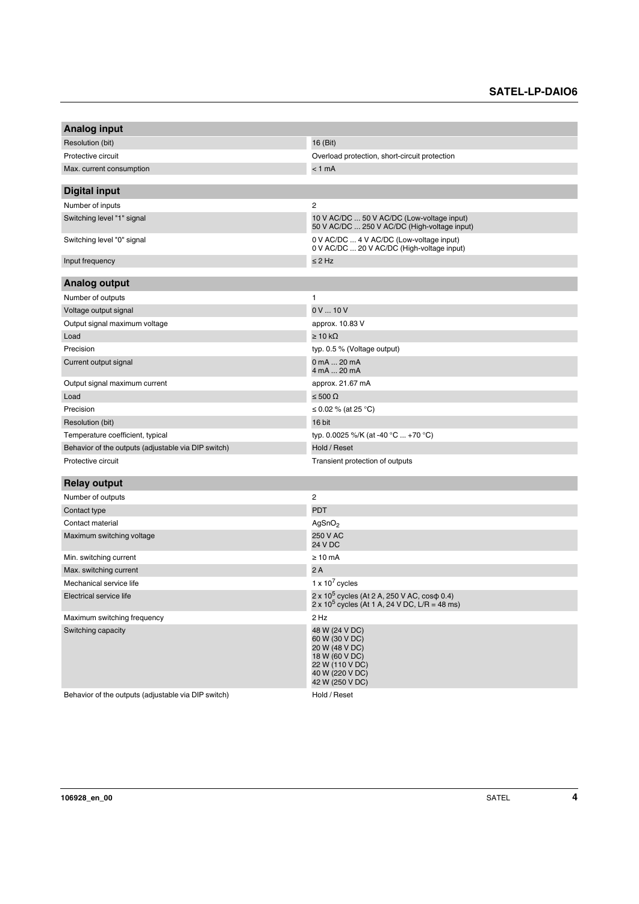| Analog input | |
|---|---|
| Resolution (bit) | 16 (Bit) |
| Protective circuit | Overload protection, short-circuit protection |
| Max. current consumption | < 1 mA |

| Digital input | |
|---|---|
| Number of inputs | 2 |
| Switching level "1" signal | 10 V AC/DC ... 50 V AC/DC (Low-voltage input)<br>50 V AC/DC ... 250 V AC/DC (High-voltage input) |
| Switching level "0" signal | 0 V AC/DC ... 4 V AC/DC (Low-voltage input)<br>0 V AC/DC ... 20 V AC/DC (High-voltage input) |
| Input frequency | ≤ 2 Hz |

| Analog output | |
|---|---|
| Number of outputs | 1 |
| Voltage output signal | 0 V ... 10 V |
| Output signal maximum voltage | approx. 10.83 V |
| Load | ≥ 10 kΩ |
| Precision | typ. 0.5 % (Voltage output) |
| Current output signal | 0 mA ... 20 mA<br>4 mA ... 20 mA |
| Output signal maximum current | approx. 21.67 mA |
| Load | ≤ 500 Ω |
| Precision | ≤ 0.02 % (at 25 °C) |
| Resolution (bit) | 16 bit |
| Temperature coefficient, typical | typ. 0.0025 %/K (at -40 °C ... +70 °C) |
| Behavior of the outputs (adjustable via DIP switch) | Hold / Reset |
| Protective circuit | Transient protection of outputs |

| Relay output | |
|---|---|
| Number of outputs | 2 |
| Contact type | PDT |
| Contact material | $AgSnO_2$ |
| Maximum switching voltage | 250 V AC<br>24 V DC |
| Min. switching current | ≥ 10 mA |
| Max. switching current | 2 A |
| Mechanical service life | $1 \times 10^7$ cycles |
| Electrical service life | $2 \times 10^5$ cycles (At 2 A, 250 V AC, cosφ 0.4)<br>$2 \times 10^5$ cycles (At 1 A, 24 V DC, L/R = 48 ms) |
| Maximum switching frequency | 2 Hz |
| Switching capacity | 48 W (24 V DC)<br>60 W (30 V DC)<br>20 W (48 V DC)<br>18 W (60 V DC)<br>22 W (110 V DC)<br>40 W (220 V DC)<br>42 W (250 V DC) |
| Behavior of the outputs (adjustable via DIP switch) | Hold / Reset |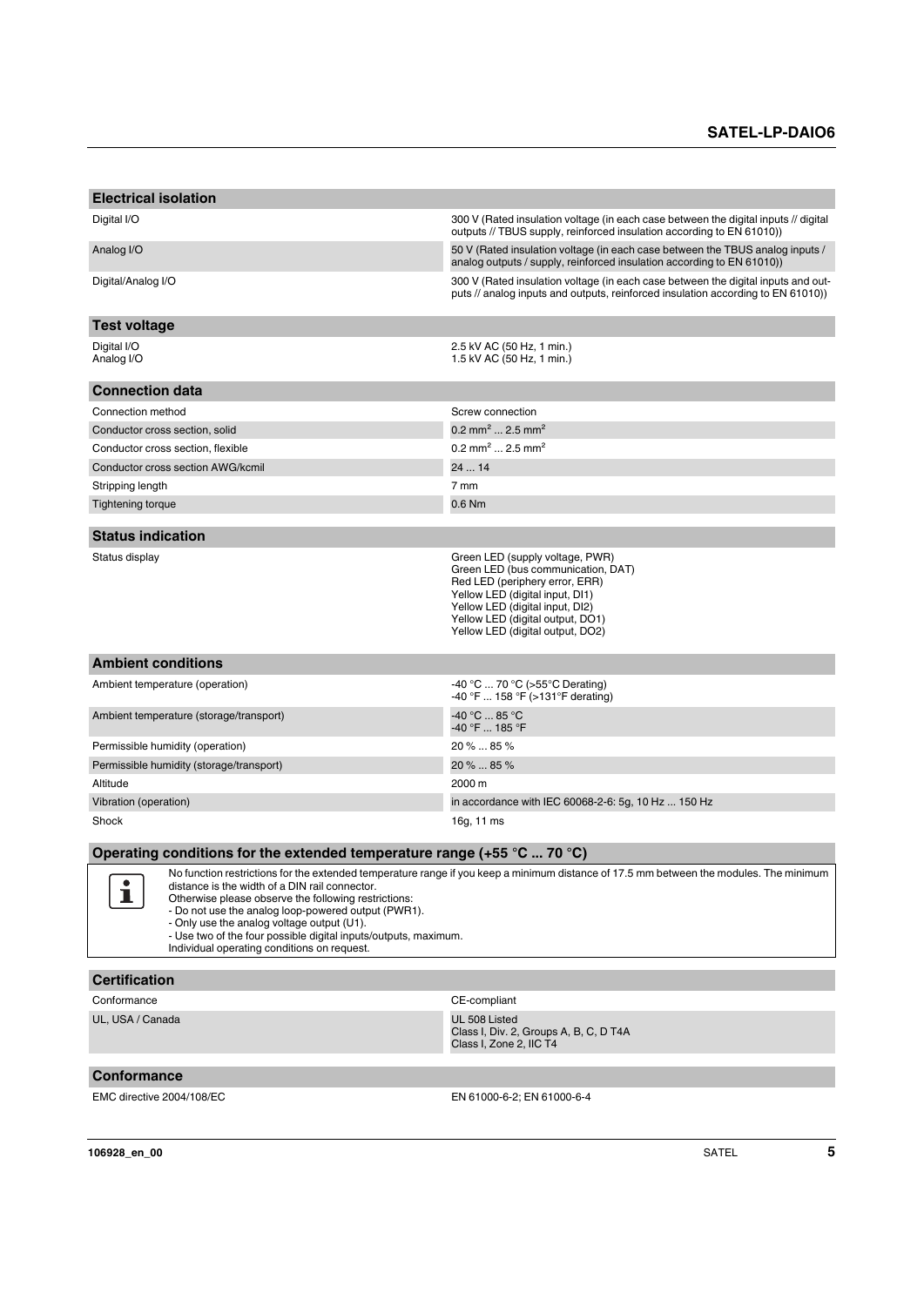## Electrical isolation

| | |
|---|---|
| Digital I/O | 300 V (Rated insulation voltage (in each case between the digital inputs // digital outputs // TBUS supply, reinforced insulation according to EN 61010)) |
| Analog I/O | 50 V (Rated insulation voltage (in each case between the TBUS analog inputs / analog outputs / supply, reinforced insulation according to EN 61010)) |
| Digital/Analog I/O | 300 V (Rated insulation voltage (in each case between the digital inputs and outputs // analog inputs and outputs, reinforced insulation according to EN 61010)) |

## Test voltage

| | |
|---|---|
| Digital I/O<br>Analog I/O | 2.5 kV AC (50 Hz, 1 min.)<br>1.5 kV AC (50 Hz, 1 min.) |

## Connection data

| | |
|---|---|
| Connection method | Screw connection |
| Conductor cross section, solid | 0.2 mm² ... 2.5 mm² |
| Conductor cross section, flexible | 0.2 mm² ... 2.5 mm² |
| Conductor cross section AWG/kcmil | 24 ... 14 |
| Stripping length | 7 mm |
| Tightening torque | 0.6 Nm |

## Status indication

| | |
|---|---|
| Status display | Green LED (supply voltage, PWR)<br>Green LED (bus communication, DAT)<br>Red LED (periphery error, ERR)<br>Yellow LED (digital input, DI1)<br>Yellow LED (digital input, DI2)<br>Yellow LED (digital output, DO1)<br>Yellow LED (digital output, DO2) |

## Ambient conditions

| | |
|---|---|
| Ambient temperature (operation) | -40 °C ... 70 °C (>55°C Derating)<br>-40 °F ... 158 °F (>131°F derating) |
| Ambient temperature (storage/transport) | -40 °C ... 85 °C<br>-40 °F ... 185 °F |
| Permissible humidity (operation) | 20 % ... 85 % |
| Permissible humidity (storage/transport) | 20 % ... 85 % |
| Altitude | 2000 m |
| Vibration (operation) | in accordance with IEC 60068-2-6: 5g, 10 Hz ... 150 Hz |
| Shock | 16g, 11 ms |

## Operating conditions for the extended temperature range (+55 °C ... 70 °C)

No function restrictions for the extended temperature range if you keep a minimum distance of 17.5 mm between the modules. The minimum distance is the width of a DIN rail connector.
Otherwise please observe the following restrictions:
- Do not use the analog loop-powered output (PWR1).
- Only use the analog voltage output (U1).
- Use two of the four possible digital inputs/outputs, maximum.

Individual operating conditions on request.

## Certification

| | |
|---|---|
| Conformance | CE-compliant |
| UL, USA / Canada | UL 508 Listed<br>Class I, Div. 2, Groups A, B, C, D T4A<br>Class I, Zone 2, IIC T4 |

## Conformance

| | |
|---|---|
| EMC directive 2004/108/EC | EN 61000-6-2; EN 61000-6-4 |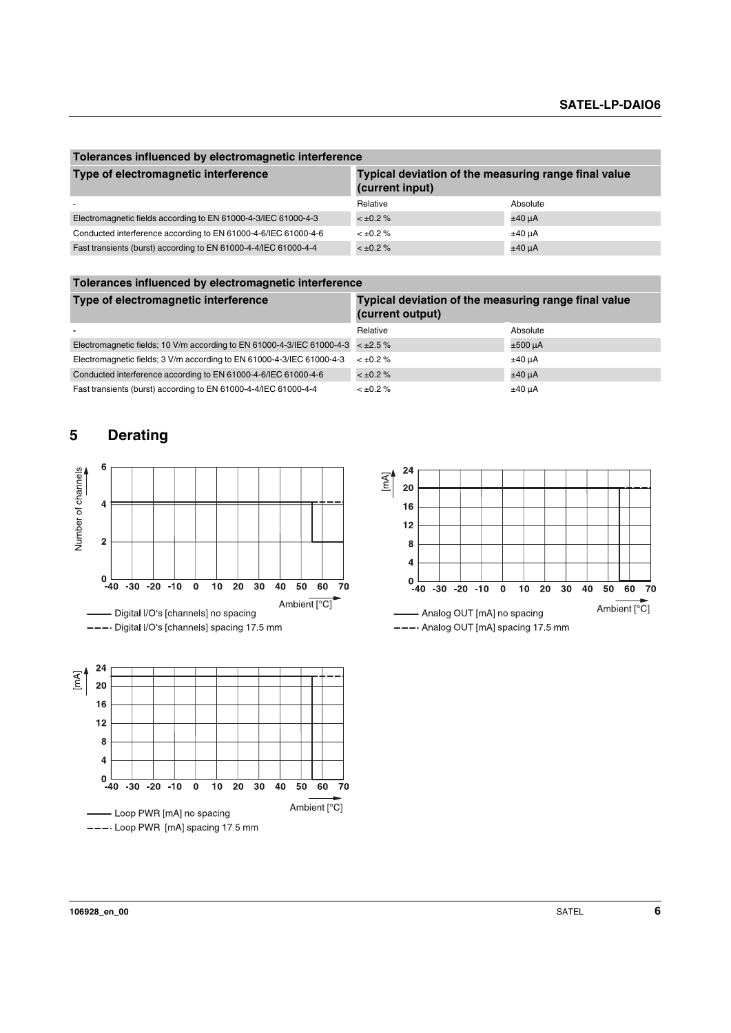| Tolerances influenced by electromagnetic interference | | |
|---|---|---|
| Type of electromagnetic interference | Typical deviation of the measuring range final value (current input) | |
| - | Relative | Absolute |
| Electromagnetic fields according to EN 61000-4-3/IEC 61000-4-3 | < ±0.2 % | ±40 µA |
| Conducted interference according to EN 61000-4-6/IEC 61000-4-6 | < ±0.2 % | ±40 µA |
| Fast transients (burst) according to EN 61000-4-4/IEC 61000-4-4 | < ±0.2 % | ±40 µA |

| Tolerances influenced by electromagnetic interference | | |
|---|---|---|
| Type of electromagnetic interference | Typical deviation of the measuring range final value (current output) | |
| - | Relative | Absolute |
| Electromagnetic fields; 10 V/m according to EN 61000-4-3/IEC 61000-4-3 | < ±2.5 % | ±500 µA |
| Electromagnetic fields; 3 V/m according to EN 61000-4-3/IEC 61000-4-3 | < ±0.2 % | ±40 µA |
| Conducted interference according to EN 61000-4-6/IEC 61000-4-6 | < ±0.2 % | ±40 µA |
| Fast transients (burst) according to EN 61000-4-4/IEC 61000-4-4 | < ±0.2 % | ±40 µA |

# 5 Derating

Number of channels / Ambient [°C]

—— Digital I/O's [channels] no spacing

– – – Digital I/O's [channels] spacing 17.5 mm

[mA] / Ambient [°C]

—— Analog OUT [mA] no spacing

– – – Analog OUT [mA] spacing 17.5 mm

[mA] / Ambient [°C]

—— Loop PWR [mA] no spacing

– – – Loop PWR [mA] spacing 17.5 mm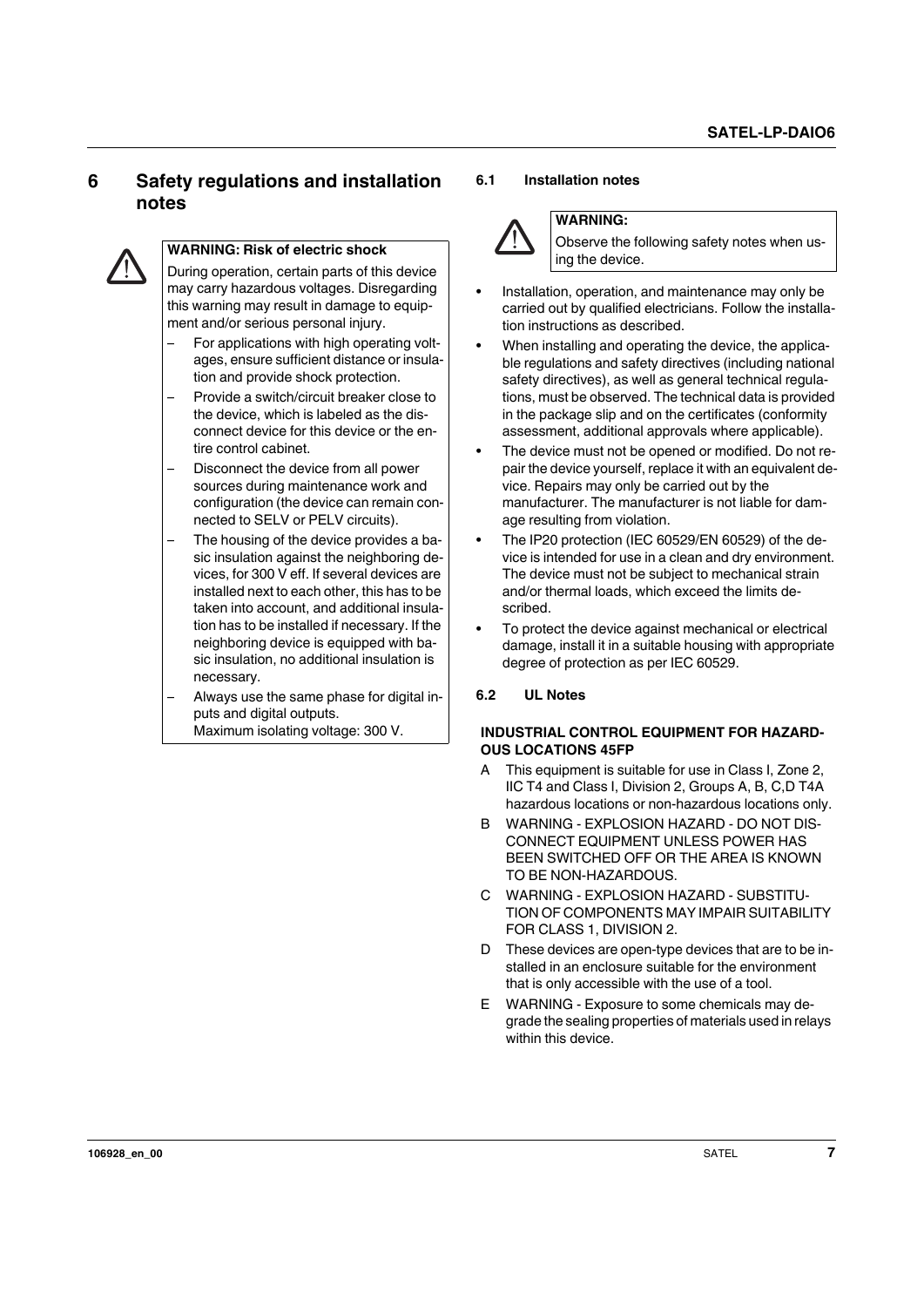# 6 Safety regulations and installation notes

**WARNING: Risk of electric shock**

During operation, certain parts of this device may carry hazardous voltages. Disregarding this warning may result in damage to equipment and/or serious personal injury.

- For applications with high operating voltages, ensure sufficient distance or insulation and provide shock protection.
- Provide a switch/circuit breaker close to the device, which is labeled as the disconnect device for this device or the entire control cabinet.
- Disconnect the device from all power sources during maintenance work and configuration (the device can remain connected to SELV or PELV circuits).
- The housing of the device provides a basic insulation against the neighboring devices, for 300 V eff. If several devices are installed next to each other, this has to be taken into account, and additional insulation has to be installed if necessary. If the neighboring device is equipped with basic insulation, no additional insulation is necessary.
- Always use the same phase for digital inputs and digital outputs.
  Maximum isolating voltage: 300 V.

## 6.1 Installation notes

**WARNING:**

Observe the following safety notes when using the device.

- Installation, operation, and maintenance may only be carried out by qualified electricians. Follow the installation instructions as described.
- When installing and operating the device, the applicable regulations and safety directives (including national safety directives), as well as general technical regulations, must be observed. The technical data is provided in the package slip and on the certificates (conformity assessment, additional approvals where applicable).
- The device must not be opened or modified. Do not repair the device yourself, replace it with an equivalent device. Repairs may only be carried out by the manufacturer. The manufacturer is not liable for damage resulting from violation.
- The IP20 protection (IEC 60529/EN 60529) of the device is intended for use in a clean and dry environment. The device must not be subject to mechanical strain and/or thermal loads, which exceed the limits described.
- To protect the device against mechanical or electrical damage, install it in a suitable housing with appropriate degree of protection as per IEC 60529.

## 6.2 UL Notes

**INDUSTRIAL CONTROL EQUIPMENT FOR HAZARDOUS LOCATIONS 45FP**

A This equipment is suitable for use in Class I, Zone 2, IIC T4 and Class I, Division 2, Groups A, B, C,D T4A hazardous locations or non-hazardous locations only.

B WARNING - EXPLOSION HAZARD - DO NOT DISCONNECT EQUIPMENT UNLESS POWER HAS BEEN SWITCHED OFF OR THE AREA IS KNOWN TO BE NON-HAZARDOUS.

C WARNING - EXPLOSION HAZARD - SUBSTITUTION OF COMPONENTS MAY IMPAIR SUITABILITY FOR CLASS 1, DIVISION 2.

D These devices are open-type devices that are to be installed in an enclosure suitable for the environment that is only accessible with the use of a tool.

E WARNING - Exposure to some chemicals may degrade the sealing properties of materials used in relays within this device.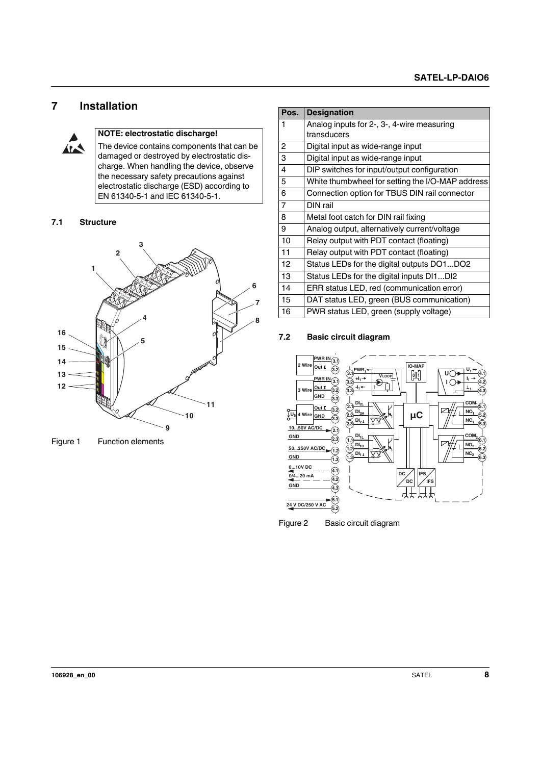# 7 Installation

**NOTE: electrostatic discharge!**

The device contains components that can be damaged or destroyed by electrostatic discharge. When handling the device, observe the necessary safety precautions against electrostatic discharge (ESD) according to EN 61340-5-1 and IEC 61340-5-1.

## 7.1 Structure

Figure 1 Function elements

| Pos. | Designation |
|---|---|
| 1 | Analog inputs for 2-, 3-, 4-wire measuring transducers |
| 2 | Digital input as wide-range input |
| 3 | Digital input as wide-range input |
| 4 | DIP switches for input/output configuration |
| 5 | White thumbwheel for setting the I/O-MAP address |
| 6 | Connection option for TBUS DIN rail connector |
| 7 | DIN rail |
| 8 | Metal foot catch for DIN rail fixing |
| 9 | Analog output, alternatively current/voltage |
| 10 | Relay output with PDT contact (floating) |
| 11 | Relay output with PDT contact (floating) |
| 12 | Status LEDs for the digital outputs DO1...DO2 |
| 13 | Status LEDs for the digital inputs DI1...DI2 |
| 14 | ERR status LED, red (communication error) |
| 15 | DAT status LED, green (BUS communication) |
| 16 | PWR status LED, green (supply voltage) |

## 7.2 Basic circuit diagram

Figure 2 Basic circuit diagram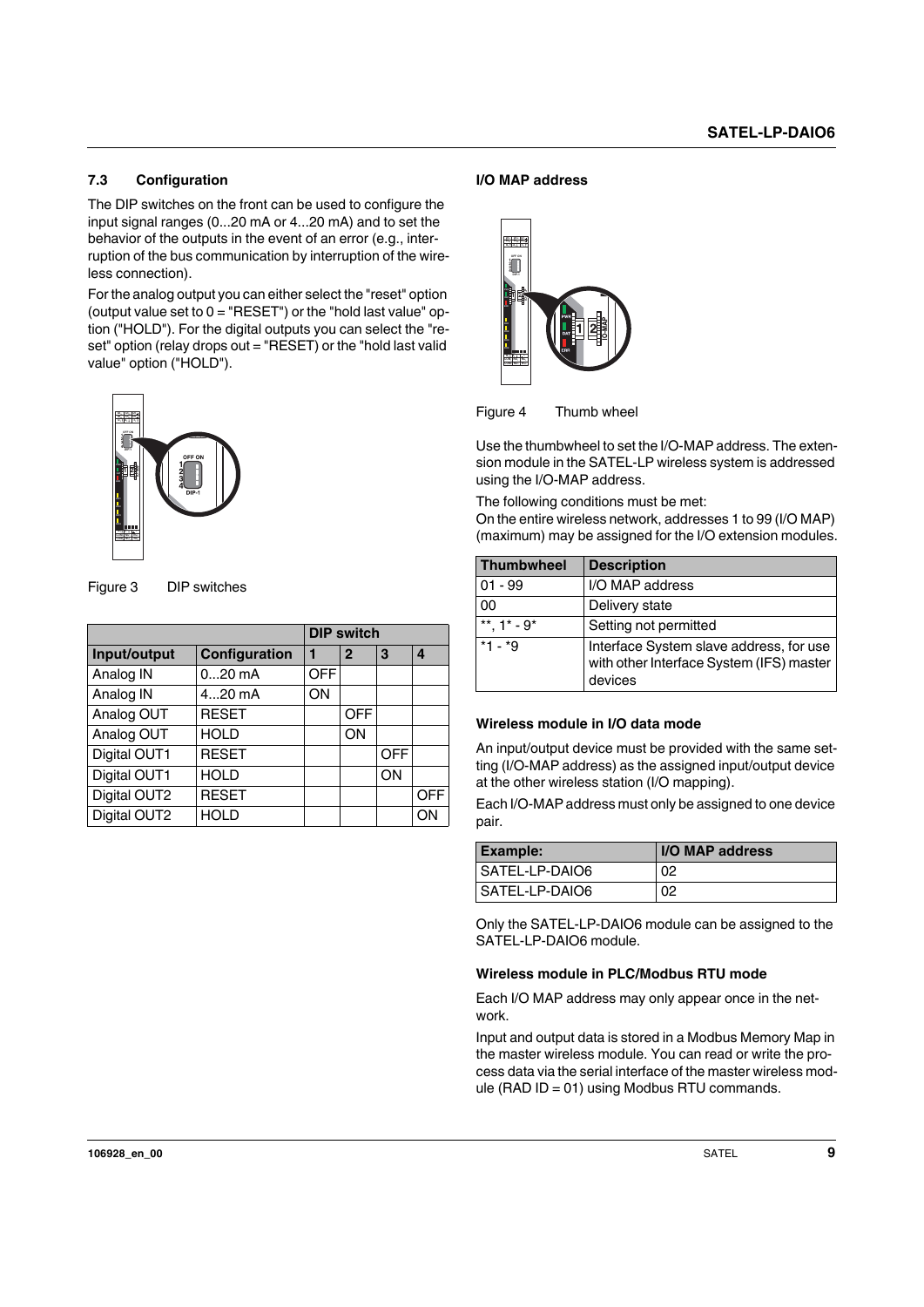## 7.3 Configuration

The DIP switches on the front can be used to configure the input signal ranges (0...20 mA or 4...20 mA) and to set the behavior of the outputs in the event of an error (e.g., interruption of the bus communication by interruption of the wireless connection).

For the analog output you can either select the "reset" option (output value set to 0 = "RESET") or the "hold last value" option ("HOLD"). For the digital outputs you can select the "reset" option (relay drops out = "RESET) or the "hold last valid value" option ("HOLD").

Figure 3 DIP switches

| | | DIP switch | | | |
|---|---|---|---|---|---|
| **Input/output** | **Configuration** | **1** | **2** | **3** | **4** |
| Analog IN | 0...20 mA | OFF | | | |
| Analog IN | 4...20 mA | ON | | | |
| Analog OUT | RESET | | OFF | | |
| Analog OUT | HOLD | | ON | | |
| Digital OUT1 | RESET | | | OFF | |
| Digital OUT1 | HOLD | | | ON | |
| Digital OUT2 | RESET | | | | OFF |
| Digital OUT2 | HOLD | | | | ON |

### I/O MAP address

Figure 4 Thumb wheel

Use the thumbwheel to set the I/O-MAP address. The extension module in the SATEL-LP wireless system is addressed using the I/O-MAP address.

The following conditions must be met:
On the entire wireless network, addresses 1 to 99 (I/O MAP) (maximum) may be assigned for the I/O extension modules.

| Thumbwheel | Description |
|---|---|
| 01 - 99 | I/O MAP address |
| 00 | Delivery state |
| **, 1* - 9* | Setting not permitted |
| *1 - *9 | Interface System slave address, for use with other Interface System (IFS) master devices |

### Wireless module in I/O data mode

An input/output device must be provided with the same setting (I/O-MAP address) as the assigned input/output device at the other wireless station (I/O mapping).

Each I/O-MAP address must only be assigned to one device pair.

| Example: | I/O MAP address |
|---|---|
| SATEL-LP-DAIO6 | 02 |
| SATEL-LP-DAIO6 | 02 |

Only the SATEL-LP-DAIO6 module can be assigned to the SATEL-LP-DAIO6 module.

### Wireless module in PLC/Modbus RTU mode

Each I/O MAP address may only appear once in the network.

Input and output data is stored in a Modbus Memory Map in the master wireless module. You can read or write the process data via the serial interface of the master wireless module (RAD ID = 01) using Modbus RTU commands.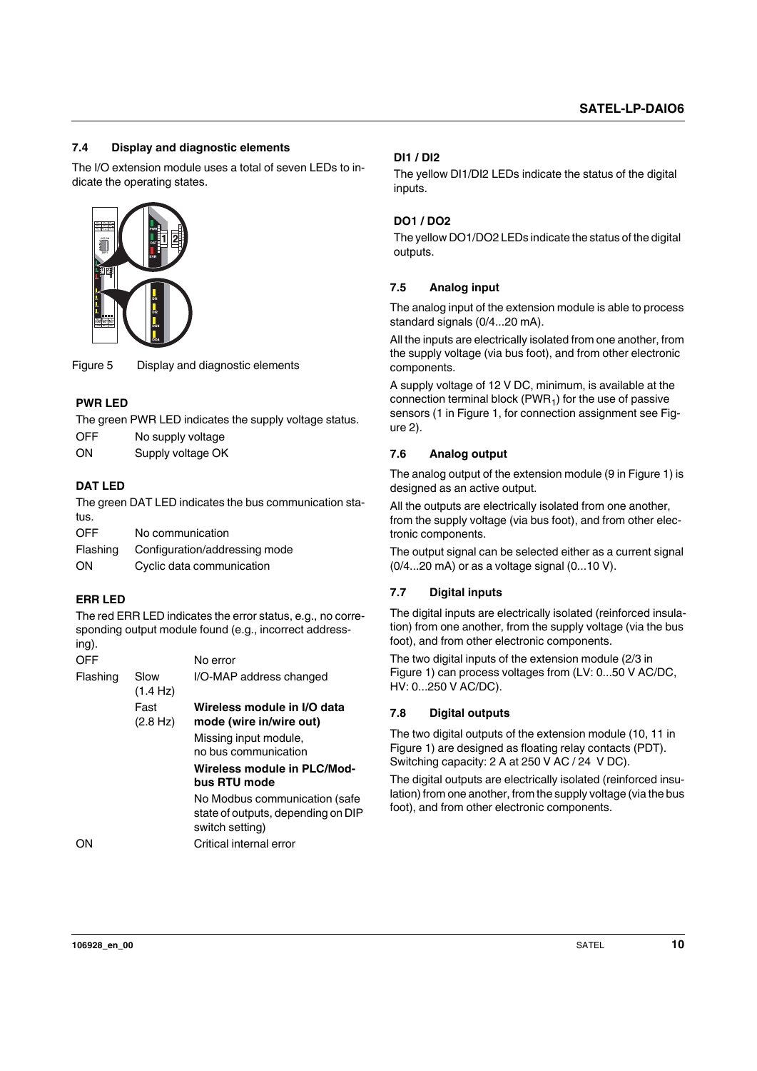### 7.4 Display and diagnostic elements

The I/O extension module uses a total of seven LEDs to indicate the operating states.

Figure 5 Display and diagnostic elements

#### PWR LED

The green PWR LED indicates the supply voltage status.

| | |
|---|---|
| OFF | No supply voltage |
| ON | Supply voltage OK |

#### DAT LED

The green DAT LED indicates the bus communication status.

| | |
|---|---|
| OFF | No communication |
| Flashing | Configuration/addressing mode |
| ON | Cyclic data communication |

#### ERR LED

The red ERR LED indicates the error status, e.g., no corresponding output module found (e.g., incorrect addressing).

| | | |
|---|---|---|
| OFF | | No error |
| Flashing | Slow (1.4 Hz) | I/O-MAP address changed |
| | Fast (2.8 Hz) | **Wireless module in I/O data mode (wire in/wire out)** |
| | | Missing input module, no bus communication |
| | | **Wireless module in PLC/Modbus RTU mode** |
| | | No Modbus communication (safe state of outputs, depending on DIP switch setting) |
| ON | | Critical internal error |

#### DI1 / DI2

The yellow DI1/DI2 LEDs indicate the status of the digital inputs.

#### DO1 / DO2

The yellow DO1/DO2 LEDs indicate the status of the digital outputs.

### 7.5 Analog input

The analog input of the extension module is able to process standard signals (0/4...20 mA).

All the inputs are electrically isolated from one another, from the supply voltage (via bus foot), and from other electronic components.

A supply voltage of 12 V DC, minimum, is available at the connection terminal block ($PWR_1$) for the use of passive sensors (1 in Figure 1, for connection assignment see Figure 2).

### 7.6 Analog output

The analog output of the extension module (9 in Figure 1) is designed as an active output.

All the outputs are electrically isolated from one another, from the supply voltage (via bus foot), and from other electronic components.

The output signal can be selected either as a current signal (0/4...20 mA) or as a voltage signal (0...10 V).

### 7.7 Digital inputs

The digital inputs are electrically isolated (reinforced insulation) from one another, from the supply voltage (via the bus foot), and from other electronic components.

The two digital inputs of the extension module (2/3 in Figure 1) can process voltages from (LV: 0...50 V AC/DC, HV: 0...250 V AC/DC).

### 7.8 Digital outputs

The two digital outputs of the extension module (10, 11 in Figure 1) are designed as floating relay contacts (PDT). Switching capacity: 2 A at 250 V AC / 24 V DC).

The digital outputs are electrically isolated (reinforced insulation) from one another, from the supply voltage (via the bus foot), and from other electronic components.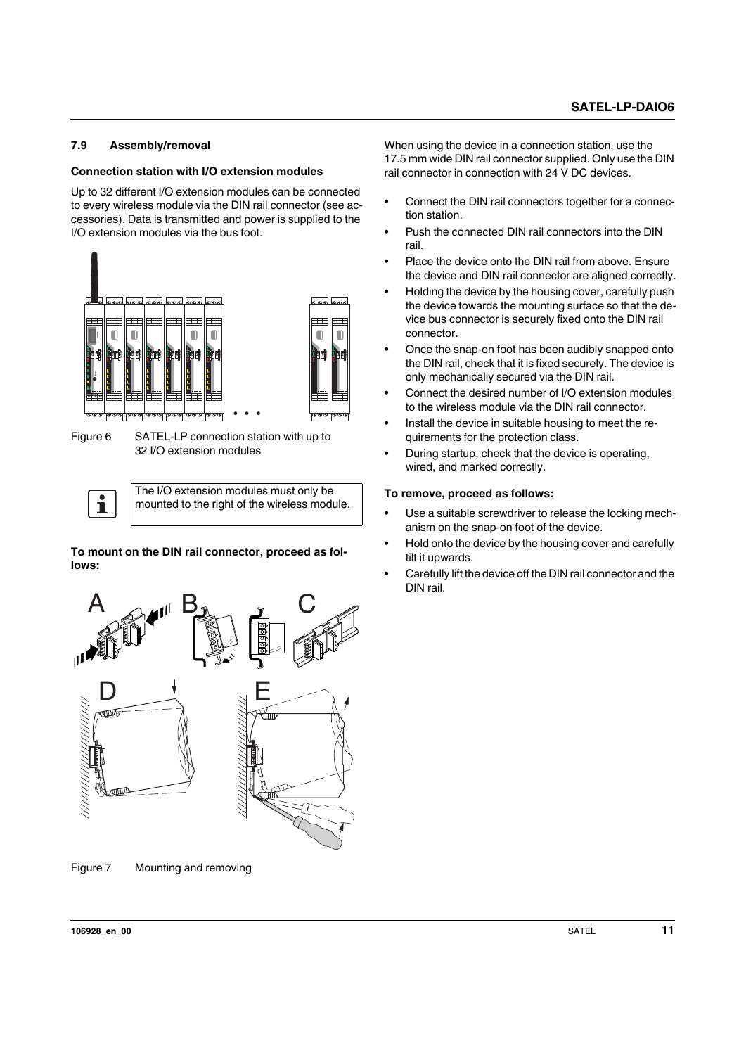### 7.9 Assembly/removal

**Connection station with I/O extension modules**

Up to 32 different I/O extension modules can be connected to every wireless module via the DIN rail connector (see accessories). Data is transmitted and power is supplied to the I/O extension modules via the bus foot.

Figure 6 SATEL-LP connection station with up to 32 I/O extension modules

> The I/O extension modules must only be mounted to the right of the wireless module.

**To mount on the DIN rail connector, proceed as follows:**

Figure 7 Mounting and removing

When using the device in a connection station, use the 17.5 mm wide DIN rail connector supplied. Only use the DIN rail connector in connection with 24 V DC devices.

- Connect the DIN rail connectors together for a connection station.
- Push the connected DIN rail connectors into the DIN rail.
- Place the device onto the DIN rail from above. Ensure the device and DIN rail connector are aligned correctly.
- Holding the device by the housing cover, carefully push the device towards the mounting surface so that the device bus connector is securely fixed onto the DIN rail connector.
- Once the snap-on foot has been audibly snapped onto the DIN rail, check that it is fixed securely. The device is only mechanically secured via the DIN rail.
- Connect the desired number of I/O extension modules to the wireless module via the DIN rail connector.
- Install the device in suitable housing to meet the requirements for the protection class.
- During startup, check that the device is operating, wired, and marked correctly.

**To remove, proceed as follows:**

- Use a suitable screwdriver to release the locking mechanism on the snap-on foot of the device.
- Hold onto the device by the housing cover and carefully tilt it upwards.
- Carefully lift the device off the DIN rail connector and the DIN rail.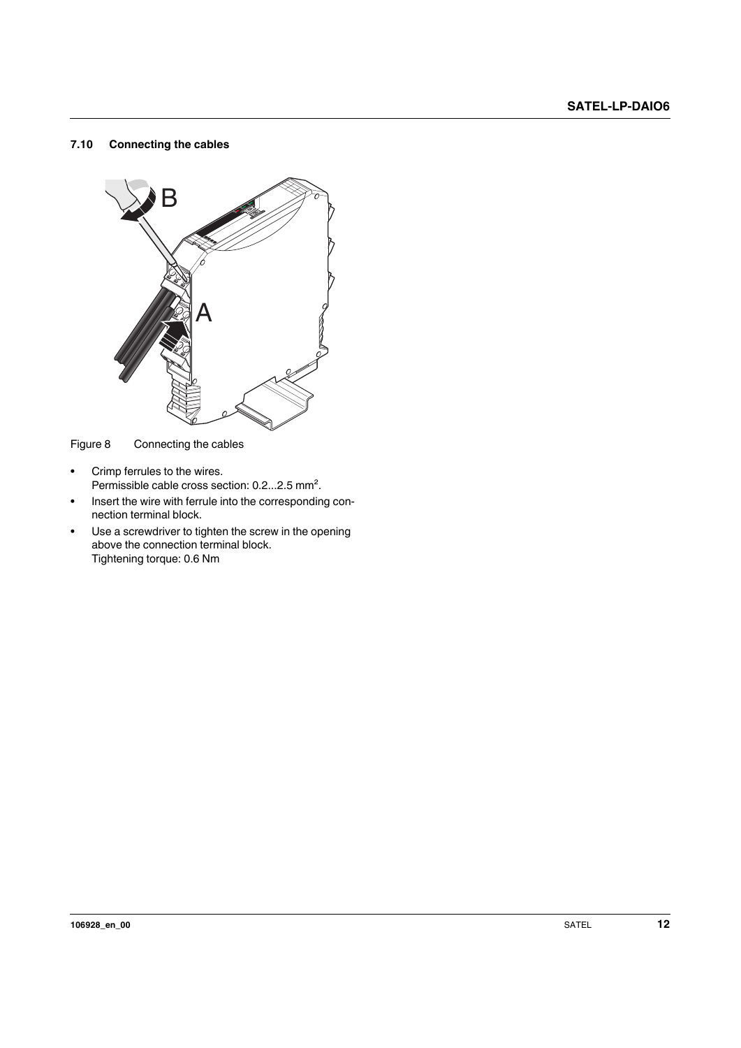## 7.10 Connecting the cables

Figure 8 Connecting the cables

- Crimp ferrules to the wires.
  Permissible cable cross section: 0.2...2.5 mm².
- Insert the wire with ferrule into the corresponding connection terminal block.
- Use a screwdriver to tighten the screw in the opening above the connection terminal block.
  Tightening torque: 0.6 Nm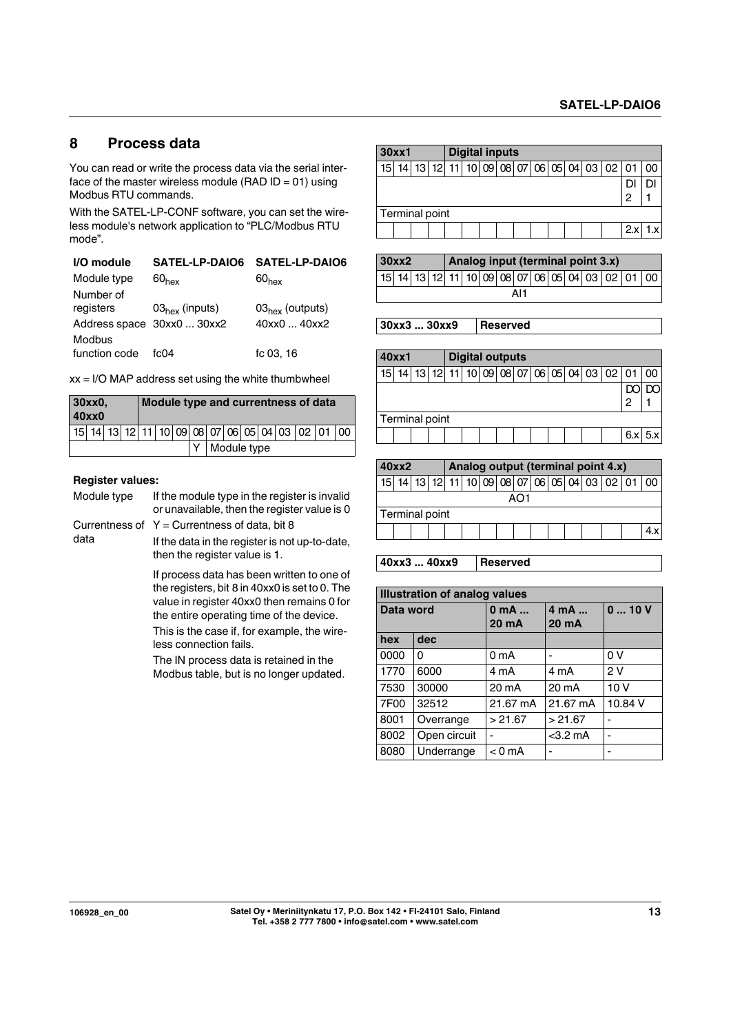# 8 Process data

You can read or write the process data via the serial interface of the master wireless module (RAD ID = 01) using Modbus RTU commands.

With the SATEL-LP-CONF software, you can set the wireless module's network application to "PLC/Modbus RTU mode".

| I/O module | SATEL-LP-DAIO6 | SATEL-LP-DAIO6 |
|---|---|---|
| Module type | $60_{hex}$ | $60_{hex}$ |
| Number of registers | $03_{hex}$ (inputs) | $03_{hex}$ (outputs) |
| Address space | 30xx0 ... 30xx2 | 40xx0 ... 40xx2 |
| Modbus function code | fc04 | fc 03, 16 |

xx = I/O MAP address set using the white thumbwheel

| 30xx0, 40xx0 | | | | | | | | Module type and currentness of data | | | | | | | |
|---|---|---|---|---|---|---|---|---|---|---|---|---|---|---|---|
| 15 | 14 | 13 | 12 | 11 | 10 | 09 | 08 | 07 | 06 | 05 | 04 | 03 | 02 | 01 | 00 |
| | | | | | | | Y | Module type | | | | | | | |

**Register values:**

Module type: If the module type in the register is invalid or unavailable, then the register value is 0

Currentness of data: Y = Currentness of data, bit 8

If the data in the register is not up-to-date, then the register value is 1.

If process data has been written to one of the registers, bit 8 in 40xx0 is set to 0. The value in register 40xx0 then remains 0 for the entire operating time of the device.

This is the case if, for example, the wireless connection fails.

The IN process data is retained in the Modbus table, but is no longer updated.

| 30xx1 | | | | Digital inputs | | | | | | | | | | | |
|---|---|---|---|---|---|---|---|---|---|---|---|---|---|---|---|
| 15 | 14 | 13 | 12 | 11 | 10 | 09 | 08 | 07 | 06 | 05 | 04 | 03 | 02 | 01 | 00 |
| | | | | | | | | | | | | | | DI 2 | DI 1 |
| Terminal point | | | | | | | | | | | | | | | |
| | | | | | | | | | | | | | | 2.x | 1.x |

| 30xx2 | | | | Analog input (terminal point 3.x) | | | | | | | | | | | |
|---|---|---|---|---|---|---|---|---|---|---|---|---|---|---|---|
| 15 | 14 | 13 | 12 | 11 | 10 | 09 | 08 | 07 | 06 | 05 | 04 | 03 | 02 | 01 | 00 |
| AI1 | | | | | | | | | | | | | | | |

| 30xx3 ... 30xx9 | Reserved |
|---|---|

| 40xx1 | | | | Digital outputs | | | | | | | | | | | |
|---|---|---|---|---|---|---|---|---|---|---|---|---|---|---|---|
| 15 | 14 | 13 | 12 | 11 | 10 | 09 | 08 | 07 | 06 | 05 | 04 | 03 | 02 | 01 | 00 |
| | | | | | | | | | | | | | | DO 2 | DO 1 |
| Terminal point | | | | | | | | | | | | | | | |
| | | | | | | | | | | | | | | 6.x | 5.x |

| 40xx2 | | | | Analog output (terminal point 4.x) | | | | | | | | | | | |
|---|---|---|---|---|---|---|---|---|---|---|---|---|---|---|---|
| 15 | 14 | 13 | 12 | 11 | 10 | 09 | 08 | 07 | 06 | 05 | 04 | 03 | 02 | 01 | 00 |
| AO1 | | | | | | | | | | | | | | | |
| Terminal point | | | | | | | | | | | | | | | |
| | | | | | | | | | | | | | | | 4.x |

| 40xx3 ... 40xx9 | Reserved |
|---|---|

| Illustration of analog values | | | | |
|---|---|---|---|---|
| Data word | | 0 mA ... 20 mA | 4 mA ... 20 mA | 0 ... 10 V |
| hex | dec | | | |
| 0000 | 0 | 0 mA | - | 0 V |
| 1770 | 6000 | 4 mA | 4 mA | 2 V |
| 7530 | 30000 | 20 mA | 20 mA | 10 V |
| 7F00 | 32512 | 21.67 mA | 21.67 mA | 10.84 V |
| 8001 | Overrange | > 21.67 | > 21.67 | - |
| 8002 | Open circuit | - | <3.2 mA | - |
| 8080 | Underrange | < 0 mA | - | - |